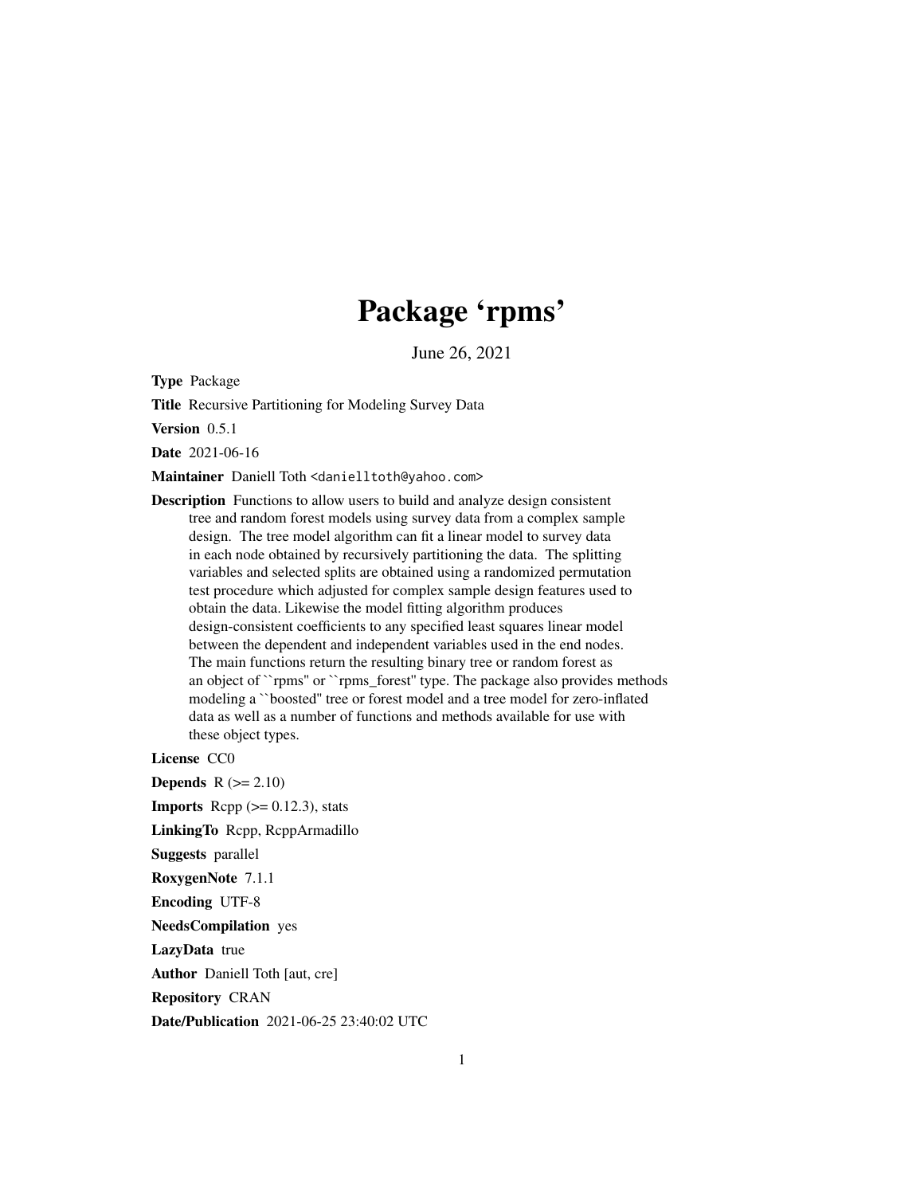# Package 'rpms'

June 26, 2021

**Type** Package

**Title** Recursive Partitioning for Modeling Survey Data

**Version** 0.5.1

**Date** 2021-06-16

**Maintainer** Daniell Toth <danielltoth@yahoo.com>

**Description** Functions to allow users to build and analyze design consistent tree and random forest models using survey data from a complex sample design. The tree model algorithm can fit a linear model to survey data in each node obtained by recursively partitioning the data. The splitting variables and selected splits are obtained using a randomized permutation test procedure which adjusted for complex sample design features used to obtain the data. Likewise the model fitting algorithm produces design-consistent coefficients to any specified least squares linear model between the dependent and independent variables used in the end nodes. The main functions return the resulting binary tree or random forest as an object of ``rpms'' or ``rpms_forest'' type. The package also provides methods modeling a ``boosted'' tree or forest model and a tree model for zero-inflated data as well as a number of functions and methods available for use with these object types.

**License** CC0

**Depends** R (>= 2.10)

**Imports** Rcpp (>= 0.12.3), stats

**LinkingTo** Rcpp, RcppArmadillo

**Suggests** parallel

**RoxygenNote** 7.1.1

**Encoding** UTF-8

**NeedsCompilation** yes

**LazyData** true

**Author** Daniell Toth [aut, cre]

**Repository** CRAN

**Date/Publication** 2021-06-25 23:40:02 UTC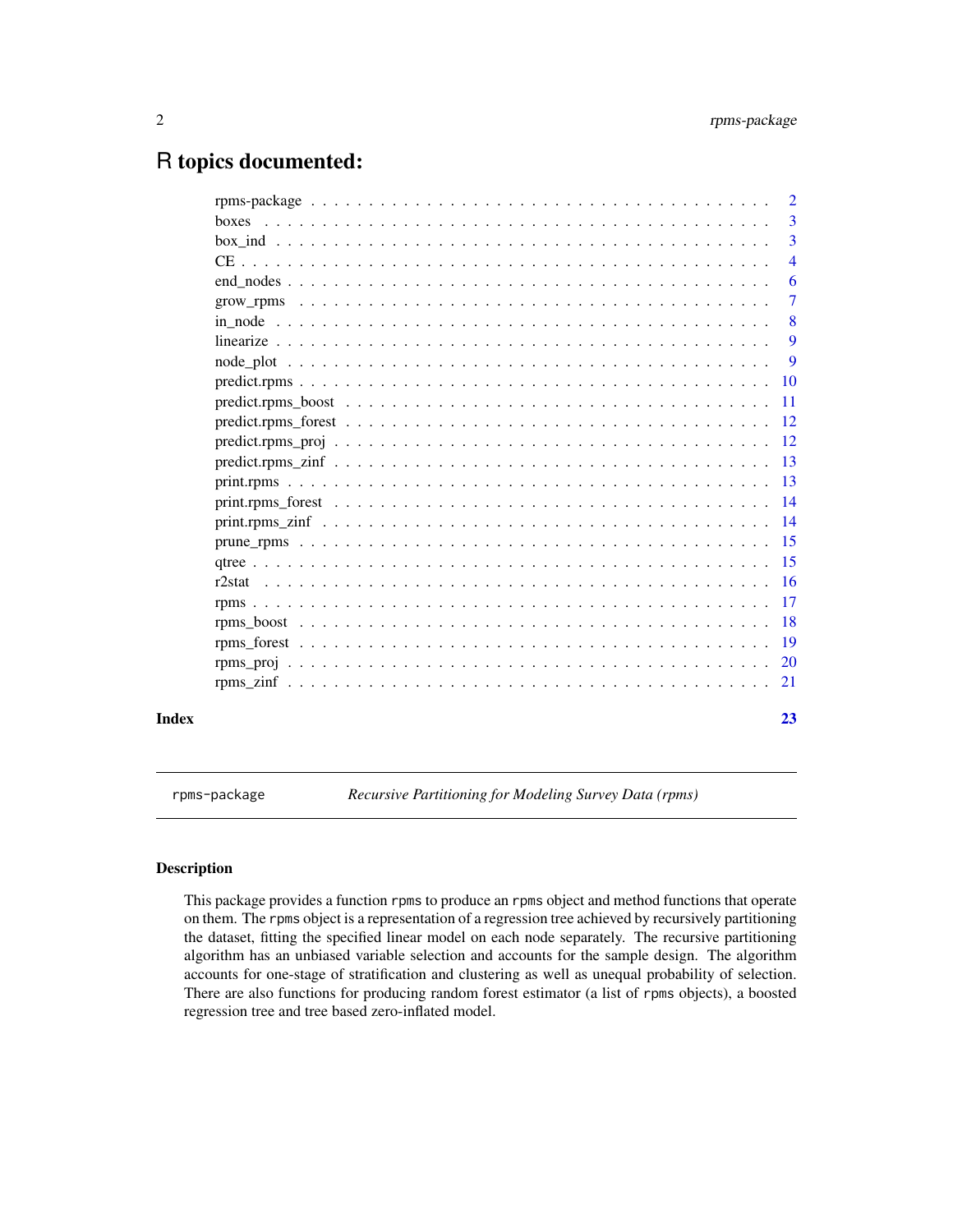# R topics documented:

| | |
|---|---|
| rpms-package | 2 |
| boxes | 3 |
| box_ind | 3 |
| CE | 4 |
| end_nodes | 6 |
| grow_rpms | 7 |
| in_node | 8 |
| linearize | 9 |
| node_plot | 9 |
| predict.rpms | 10 |
| predict.rpms_boost | 11 |
| predict.rpms_forest | 12 |
| predict.rpms_proj | 12 |
| predict.rpms_zinf | 13 |
| print.rpms | 13 |
| print.rpms_forest | 14 |
| print.rpms_zinf | 14 |
| prune_rpms | 15 |
| qtree | 15 |
| r2stat | 16 |
| rpms | 17 |
| rpms_boost | 18 |
| rpms_forest | 19 |
| rpms_proj | 20 |
| rpms_zinf | 21 |

**Index** 23

---

rpms-package *Recursive Partitioning for Modeling Survey Data (rpms)*

---

## Description

This package provides a function rpms to produce an rpms object and method functions that operate on them. The rpms object is a representation of a regression tree achieved by recursively partitioning the dataset, fitting the specified linear model on each node separately. The recursive partitioning algorithm has an unbiased variable selection and accounts for the sample design. The algorithm accounts for one-stage of stratification and clustering as well as unequal probability of selection. There are also functions for producing random forest estimator (a list of rpms objects), a boosted regression tree and tree based zero-inflated model.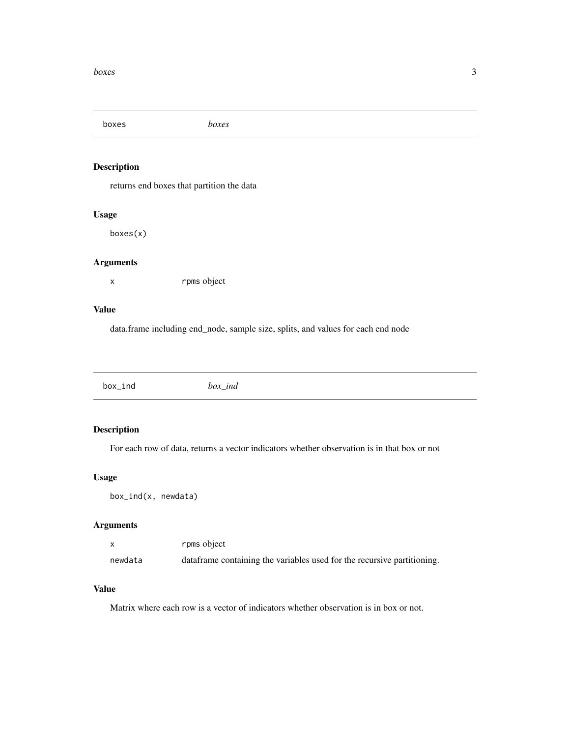## boxes — *boxes*

### Description

returns end boxes that partition the data

### Usage

```
boxes(x)
```

### Arguments

| | |
|---|---|
| x | rpms object |

### Value

data.frame including end_node, sample size, splits, and values for each end node

## box_ind — *box_ind*

### Description

For each row of data, returns a vector indicators whether observation is in that box or not

### Usage

```
box_ind(x, newdata)
```

### Arguments

| | |
|---|---|
| x | rpms object |
| newdata | dataframe containing the variables used for the recursive partitioning. |

### Value

Matrix where each row is a vector of indicators whether observation is in box or not.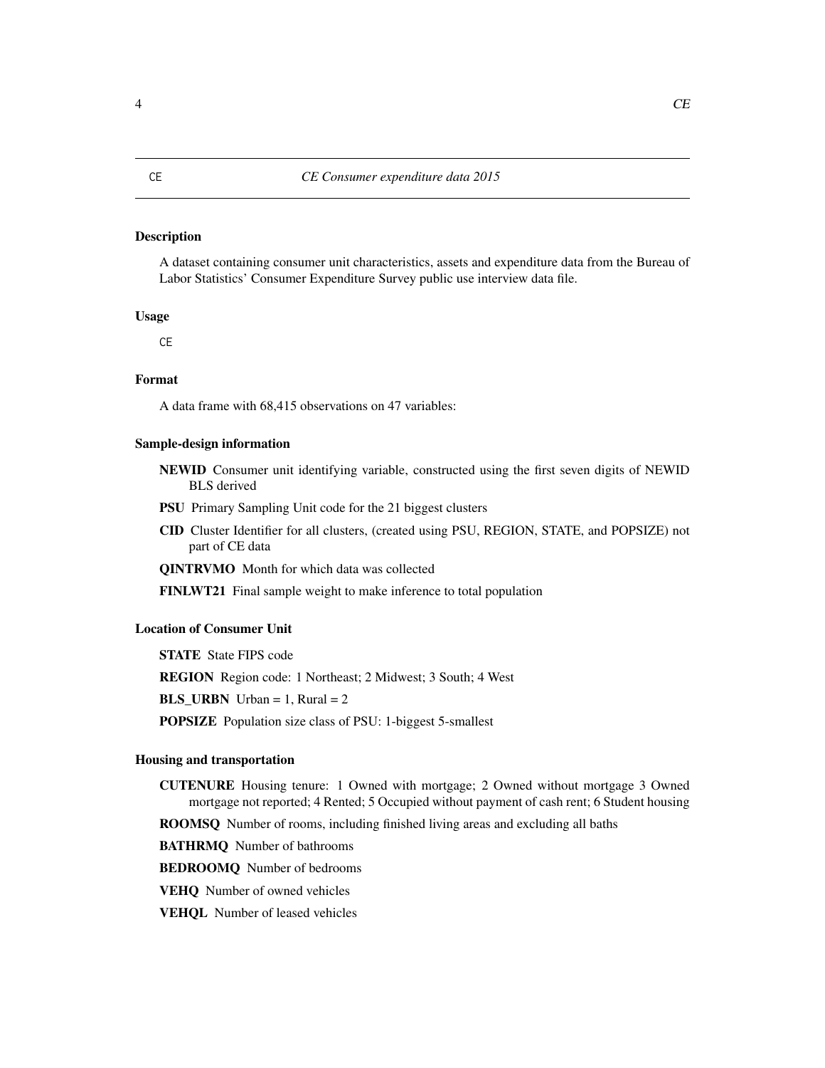CE *CE Consumer expenditure data 2015*

## Description

A dataset containing consumer unit characteristics, assets and expenditure data from the Bureau of Labor Statistics' Consumer Expenditure Survey public use interview data file.

## Usage

```
CE
```

## Format

A data frame with 68,415 observations on 47 variables:

### Sample-design information

**NEWID** Consumer unit identifying variable, constructed using the first seven digits of NEWID BLS derived

**PSU** Primary Sampling Unit code for the 21 biggest clusters

**CID** Cluster Identifier for all clusters, (created using PSU, REGION, STATE, and POPSIZE) not part of CE data

**QINTRVMO** Month for which data was collected

**FINLWT21** Final sample weight to make inference to total population

### Location of Consumer Unit

**STATE** State FIPS code

**REGION** Region code: 1 Northeast; 2 Midwest; 3 South; 4 West

**BLS_URBN** Urban = 1, Rural = 2

**POPSIZE** Population size class of PSU: 1-biggest 5-smallest

### Housing and transportation

**CUTENURE** Housing tenure: 1 Owned with mortgage; 2 Owned without mortgage 3 Owned mortgage not reported; 4 Rented; 5 Occupied without payment of cash rent; 6 Student housing

**ROOMSQ** Number of rooms, including finished living areas and excluding all baths

**BATHRMQ** Number of bathrooms

**BEDROOMQ** Number of bedrooms

**VEHQ** Number of owned vehicles

**VEHQL** Number of leased vehicles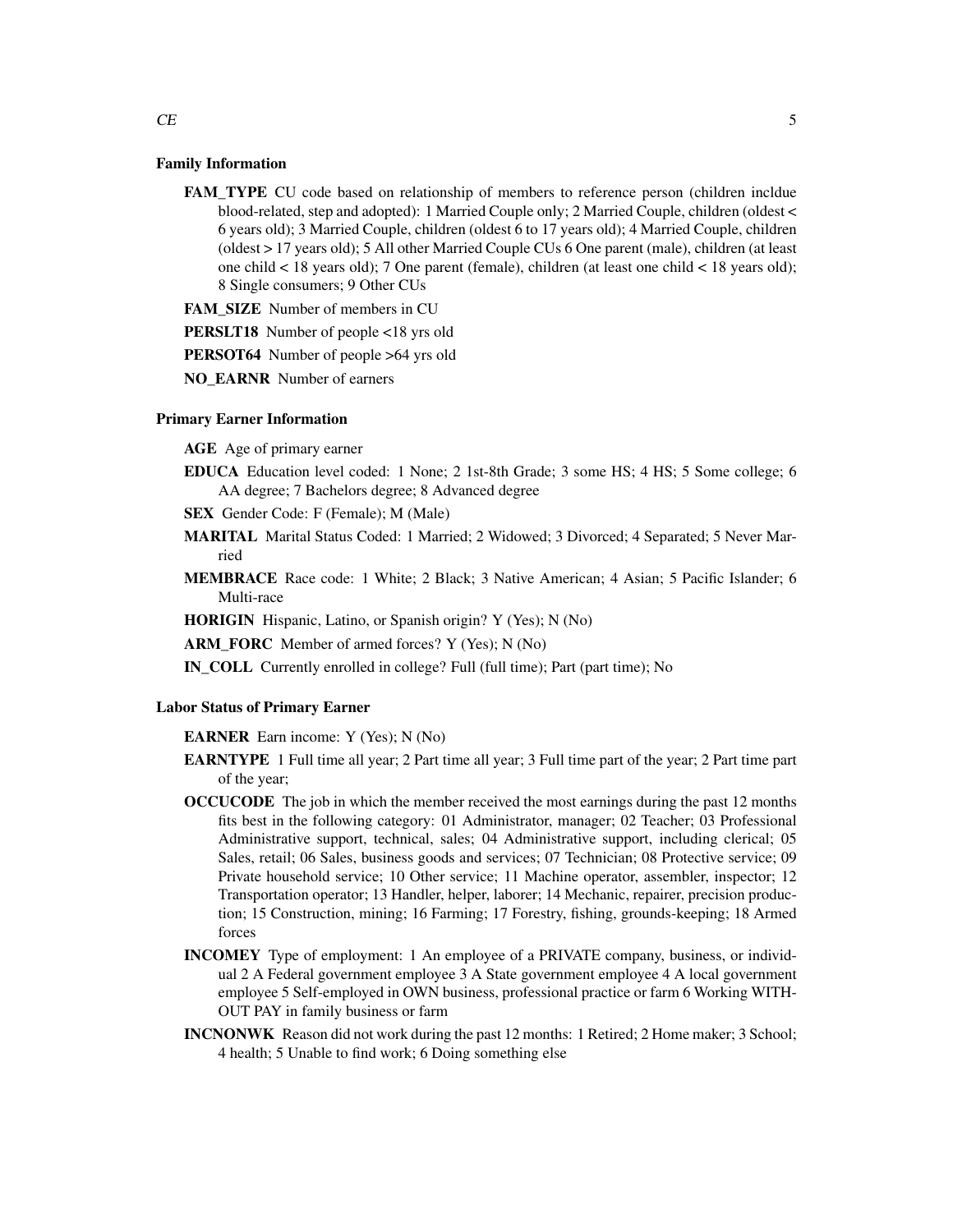### Family Information

**FAM_TYPE** CU code based on relationship of members to reference person (children incldue blood-related, step and adopted): 1 Married Couple only; 2 Married Couple, children (oldest < 6 years old); 3 Married Couple, children (oldest 6 to 17 years old); 4 Married Couple, children (oldest > 17 years old); 5 All other Married Couple CUs 6 One parent (male), children (at least one child < 18 years old); 7 One parent (female), children (at least one child < 18 years old); 8 Single consumers; 9 Other CUs

**FAM_SIZE** Number of members in CU

**PERSLT18** Number of people <18 yrs old

**PERSOT64** Number of people >64 yrs old

**NO_EARNR** Number of earners

### Primary Earner Information

**AGE** Age of primary earner

**EDUCA** Education level coded: 1 None; 2 1st-8th Grade; 3 some HS; 4 HS; 5 Some college; 6 AA degree; 7 Bachelors degree; 8 Advanced degree

**SEX** Gender Code: F (Female); M (Male)

**MARITAL** Marital Status Coded: 1 Married; 2 Widowed; 3 Divorced; 4 Separated; 5 Never Married

**MEMBRACE** Race code: 1 White; 2 Black; 3 Native American; 4 Asian; 5 Pacific Islander; 6 Multi-race

**HORIGIN** Hispanic, Latino, or Spanish origin? Y (Yes); N (No)

**ARM_FORC** Member of armed forces? Y (Yes); N (No)

**IN_COLL** Currently enrolled in college? Full (full time); Part (part time); No

### Labor Status of Primary Earner

**EARNER** Earn income: Y (Yes); N (No)

**EARNTYPE** 1 Full time all year; 2 Part time all year; 3 Full time part of the year; 2 Part time part of the year;

**OCCUCODE** The job in which the member received the most earnings during the past 12 months fits best in the following category: 01 Administrator, manager; 02 Teacher; 03 Professional Administrative support, technical, sales; 04 Administrative support, including clerical; 05 Sales, retail; 06 Sales, business goods and services; 07 Technician; 08 Protective service; 09 Private household service; 10 Other service; 11 Machine operator, assembler, inspector; 12 Transportation operator; 13 Handler, helper, laborer; 14 Mechanic, repairer, precision production; 15 Construction, mining; 16 Farming; 17 Forestry, fishing, grounds-keeping; 18 Armed forces

**INCOMEY** Type of employment: 1 An employee of a PRIVATE company, business, or individual 2 A Federal government employee 3 A State government employee 4 A local government employee 5 Self-employed in OWN business, professional practice or farm 6 Working WITHOUT PAY in family business or farm

**INCNONWK** Reason did not work during the past 12 months: 1 Retired; 2 Home maker; 3 School; 4 health; 5 Unable to find work; 6 Doing something else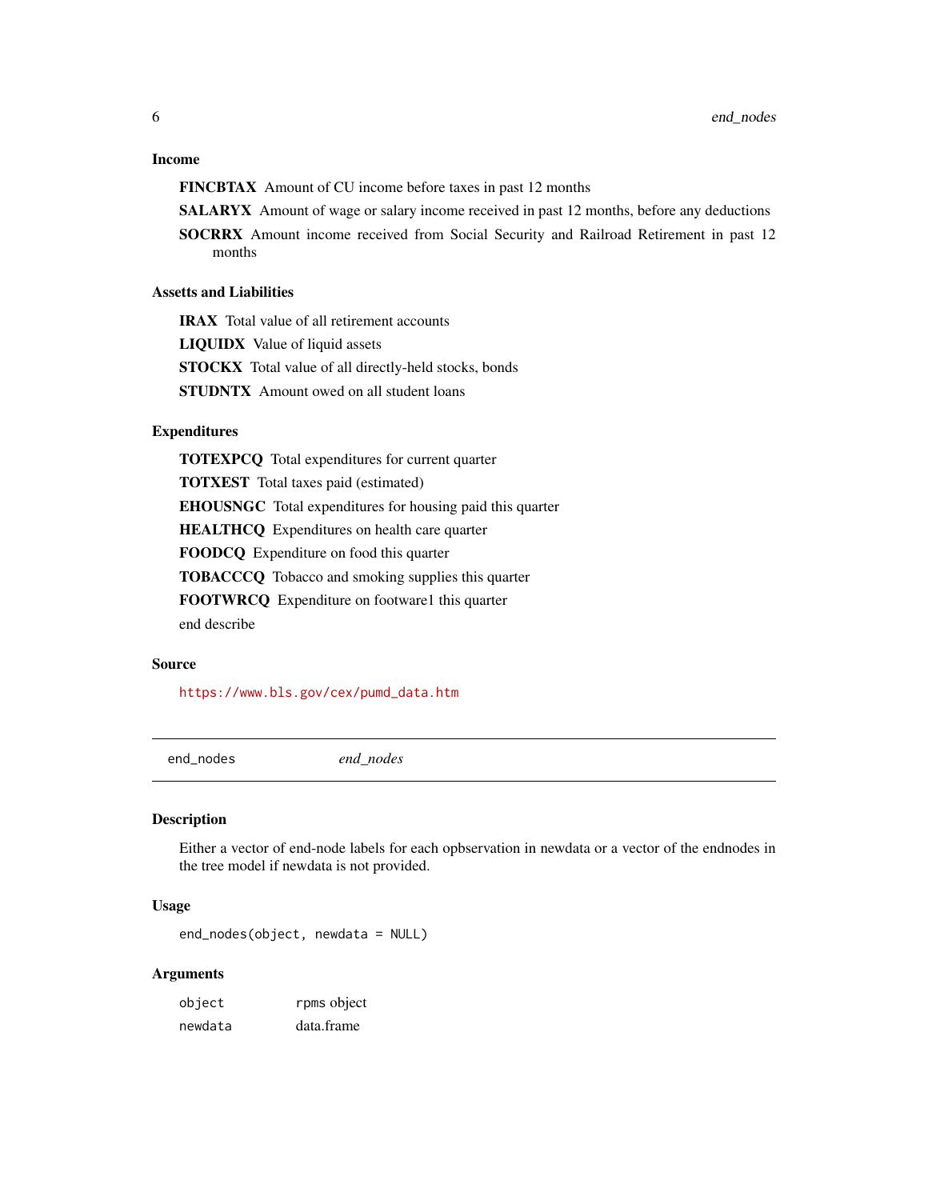### Income

**FINCBTAX** Amount of CU income before taxes in past 12 months

**SALARYX** Amount of wage or salary income received in past 12 months, before any deductions

**SOCRRX** Amount income received from Social Security and Railroad Retirement in past 12 months

### Assetts and Liabilities

**IRAX** Total value of all retirement accounts

**LIQUIDX** Value of liquid assets

**STOCKX** Total value of all directly-held stocks, bonds

**STUDNTX** Amount owed on all student loans

### Expenditures

**TOTEXPCQ** Total expenditures for current quarter

**TOTXEST** Total taxes paid (estimated)

**EHOUSNGC** Total expenditures for housing paid this quarter

**HEALTHCQ** Expenditures on health care quarter

**FOODCQ** Expenditure on food this quarter

**TOBACCCQ** Tobacco and smoking supplies this quarter

**FOOTWRCQ** Expenditure on footware1 this quarter

end describe

### Source

https://www.bls.gov/cex/pumd_data.htm

---

## end_nodes — *end_nodes*

### Description

Either a vector of end-node labels for each opbservation in newdata or a vector of the endnodes in the tree model if newdata is not provided.

### Usage

```
end_nodes(object, newdata = NULL)
```

### Arguments

| | |
|---|---|
| object | rpms object |
| newdata | data.frame |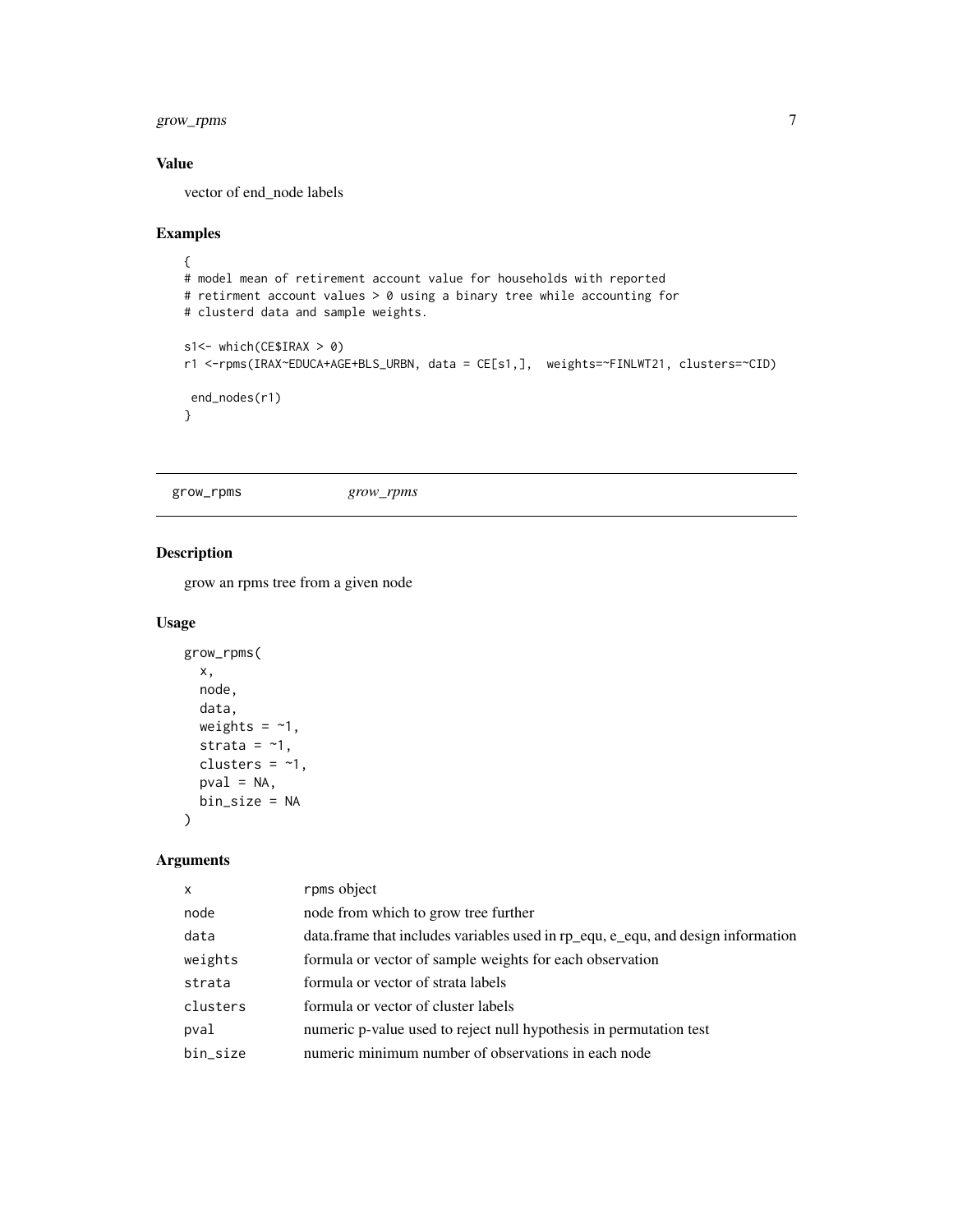## Value

vector of end_node labels

## Examples

```
{
# model mean of retirement account value for households with reported
# retirment account values > 0 using a binary tree while accounting for
# clusterd data and sample weights.

s1<- which(CE$IRAX > 0)
r1 <-rpms(IRAX~EDUCA+AGE+BLS_URBN, data = CE[s1,],  weights=~FINLWT21, clusters=~CID)

 end_nodes(r1)
}
```

---

# grow_rpms                *grow_rpms*

---

## Description

grow an rpms tree from a given node

## Usage

```
grow_rpms(
  x,
  node,
  data,
  weights = ~1,
  strata = ~1,
  clusters = ~1,
  pval = NA,
  bin_size = NA
)
```

## Arguments

| | |
|---|---|
| x | rpms object |
| node | node from which to grow tree further |
| data | data.frame that includes variables used in rp_equ, e_equ, and design information |
| weights | formula or vector of sample weights for each observation |
| strata | formula or vector of strata labels |
| clusters | formula or vector of cluster labels |
| pval | numeric p-value used to reject null hypothesis in permutation test |
| bin_size | numeric minimum number of observations in each node |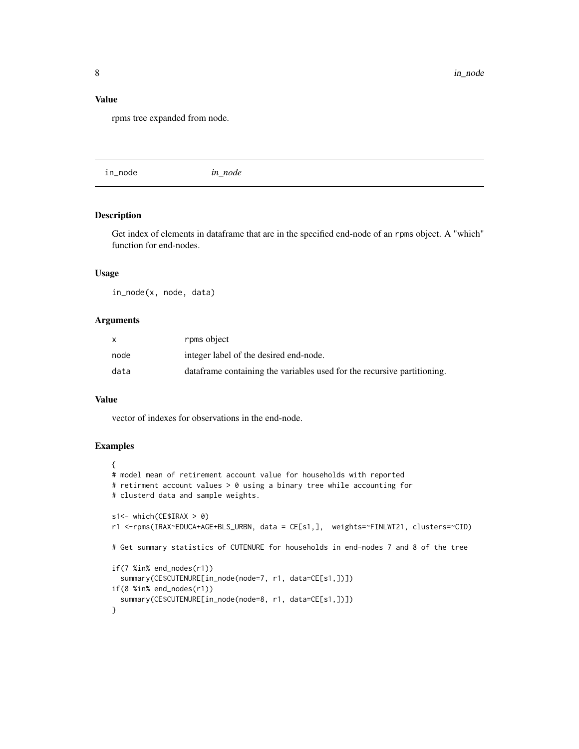### Value

rpms tree expanded from node.

---

## in_node *in_node*

---

### Description

Get index of elements in dataframe that are in the specified end-node of an rpms object. A "which" function for end-nodes.

### Usage

```
in_node(x, node, data)
```

### Arguments

| | |
|---|---|
| x | rpms object |
| node | integer label of the desired end-node. |
| data | dataframe containing the variables used for the recursive partitioning. |

### Value

vector of indexes for observations in the end-node.

### Examples

```
{
# model mean of retirement account value for households with reported
# retirment account values > 0 using a binary tree while accounting for
# clusterd data and sample weights.

s1<- which(CE$IRAX > 0)
r1 <-rpms(IRAX~EDUCA+AGE+BLS_URBN, data = CE[s1,],  weights=~FINLWT21, clusters=~CID)

# Get summary statistics of CUTENURE for households in end-nodes 7 and 8 of the tree

if(7 %in% end_nodes(r1))
  summary(CE$CUTENURE[in_node(node=7, r1, data=CE[s1,])])
if(8 %in% end_nodes(r1))
  summary(CE$CUTENURE[in_node(node=8, r1, data=CE[s1,])])
}
```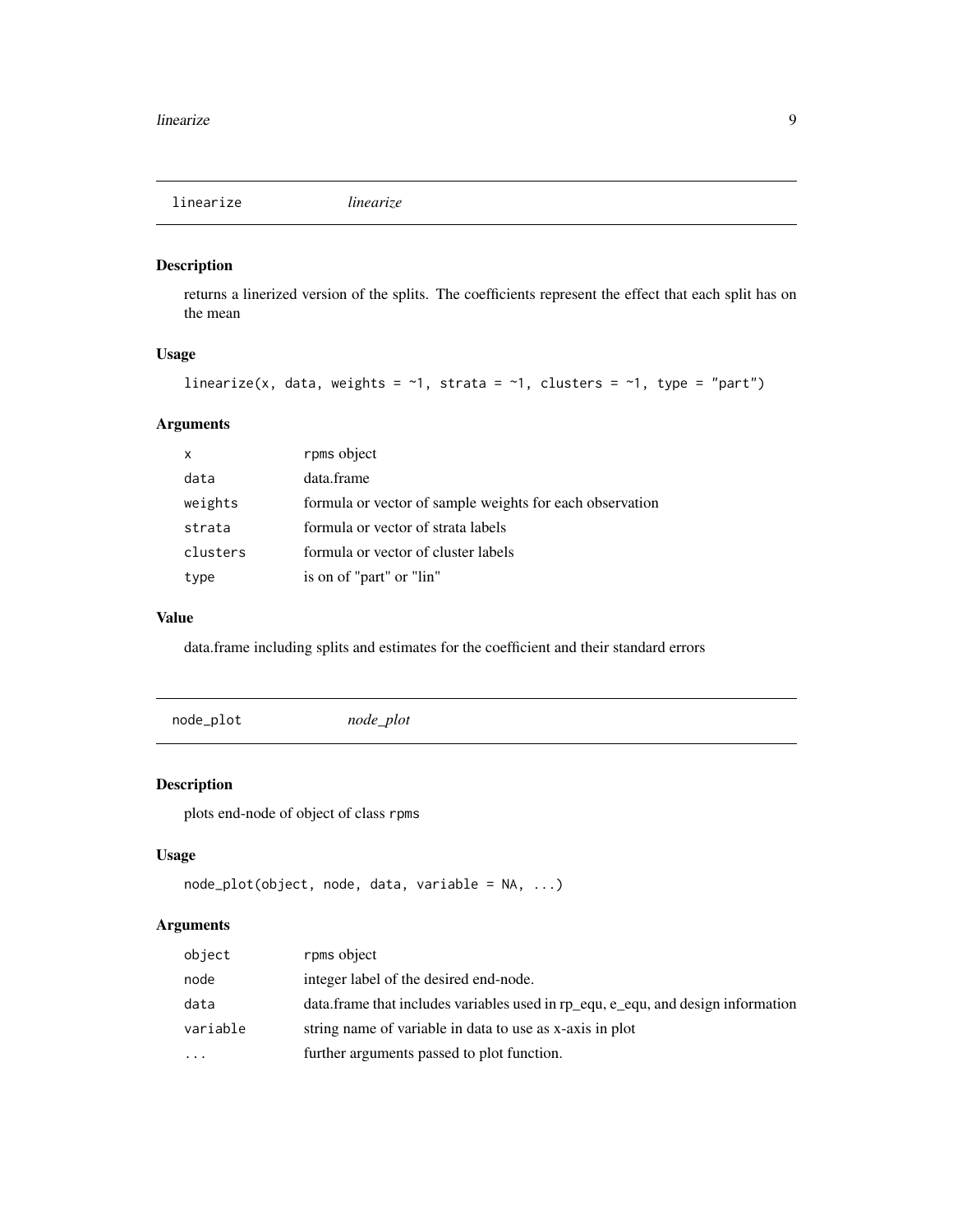## linearize *linearize*

### Description

returns a linerized version of the splits. The coefficients represent the effect that each split has on the mean

### Usage

```
linearize(x, data, weights = ~1, strata = ~1, clusters = ~1, type = "part")
```

### Arguments

| | |
|---|---|
| x | rpms object |
| data | data.frame |
| weights | formula or vector of sample weights for each observation |
| strata | formula or vector of strata labels |
| clusters | formula or vector of cluster labels |
| type | is on of "part" or "lin" |

### Value

data.frame including splits and estimates for the coefficient and their standard errors

## node_plot *node_plot*

### Description

plots end-node of object of class rpms

### Usage

```
node_plot(object, node, data, variable = NA, ...)
```

### Arguments

| | |
|---|---|
| object | rpms object |
| node | integer label of the desired end-node. |
| data | data.frame that includes variables used in rp_equ, e_equ, and design information |
| variable | string name of variable in data to use as x-axis in plot |
| ... | further arguments passed to plot function. |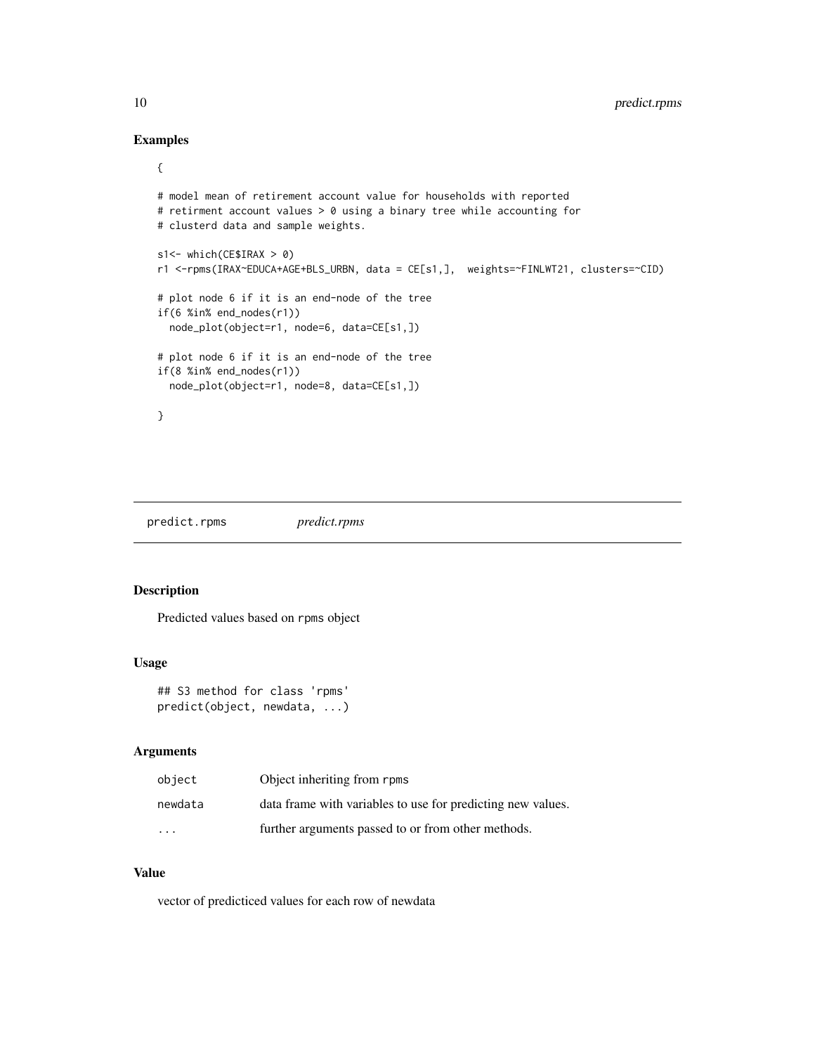## Examples

```
{

# model mean of retirement account value for households with reported
# retirment account values > 0 using a binary tree while accounting for
# clusterd data and sample weights.

s1<- which(CE$IRAX > 0)
r1 <-rpms(IRAX~EDUCA+AGE+BLS_URBN, data = CE[s1,],  weights=~FINLWT21, clusters=~CID)

# plot node 6 if it is an end-node of the tree
if(6 %in% end_nodes(r1))
  node_plot(object=r1, node=6, data=CE[s1,])

# plot node 6 if it is an end-node of the tree
if(8 %in% end_nodes(r1))
  node_plot(object=r1, node=8, data=CE[s1,])

}
```

---

predict.rpms    *predict.rpms*

---

## Description

Predicted values based on rpms object

## Usage

```
## S3 method for class 'rpms'
predict(object, newdata, ...)
```

## Arguments

| | |
|---|---|
| object | Object inheriting from rpms |
| newdata | data frame with variables to use for predicting new values. |
| ... | further arguments passed to or from other methods. |

## Value

vector of predicticed values for each row of newdata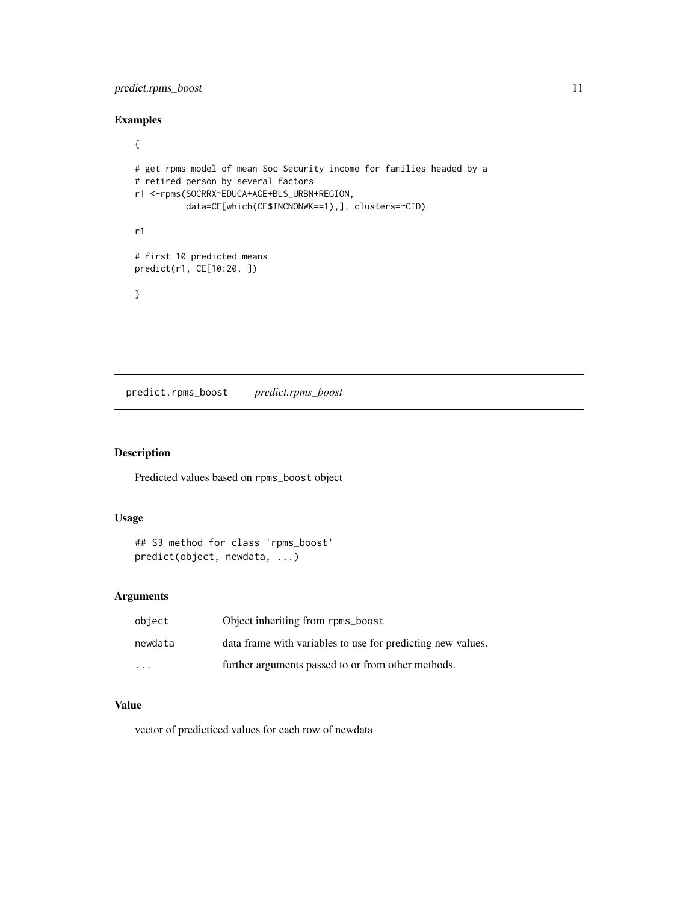## Examples

```
{

# get rpms model of mean Soc Security income for families headed by a
# retired person by several factors
r1 <-rpms(SOCRRX~EDUCA+AGE+BLS_URBN+REGION,
          data=CE[which(CE$INCNONWK==1),], clusters=~CID)

r1

# first 10 predicted means
predict(r1, CE[10:20, ])

}
```

---

# predict.rpms_boost *predict.rpms_boost*

## Description

Predicted values based on rpms_boost object

## Usage

```
## S3 method for class 'rpms_boost'
predict(object, newdata, ...)
```

## Arguments

| | |
|---|---|
| object | Object inheriting from rpms_boost |
| newdata | data frame with variables to use for predicting new values. |
| ... | further arguments passed to or from other methods. |

## Value

vector of predicticed values for each row of newdata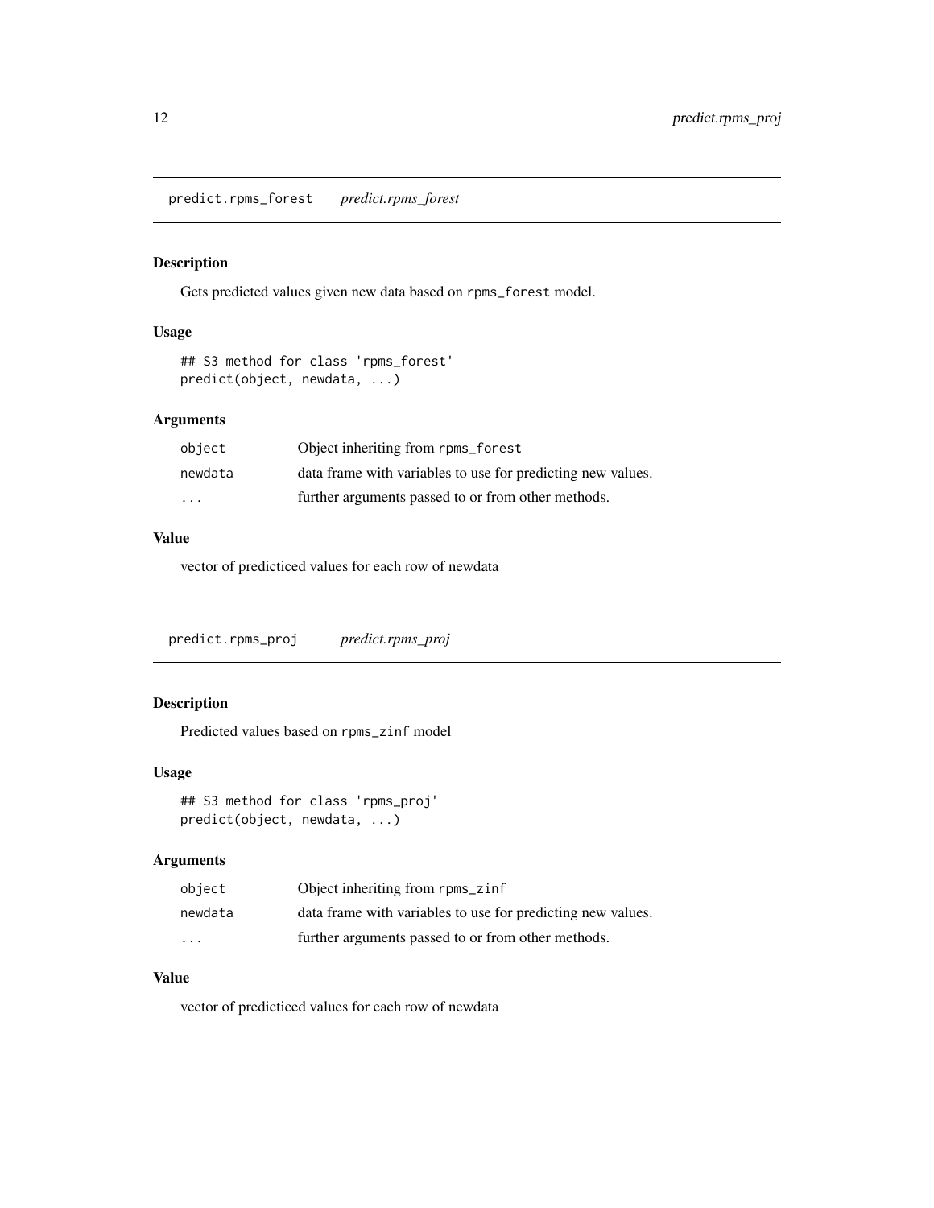## predict.rpms_forest *predict.rpms_forest*

### Description

Gets predicted values given new data based on rpms_forest model.

### Usage

```
## S3 method for class 'rpms_forest'
predict(object, newdata, ...)
```

### Arguments

| | |
|---|---|
| object | Object inheriting from rpms_forest |
| newdata | data frame with variables to use for predicting new values. |
| ... | further arguments passed to or from other methods. |

### Value

vector of predicticed values for each row of newdata

## predict.rpms_proj *predict.rpms_proj*

### Description

Predicted values based on rpms_zinf model

### Usage

```
## S3 method for class 'rpms_proj'
predict(object, newdata, ...)
```

### Arguments

| | |
|---|---|
| object | Object inheriting from rpms_zinf |
| newdata | data frame with variables to use for predicting new values. |
| ... | further arguments passed to or from other methods. |

### Value

vector of predicticed values for each row of newdata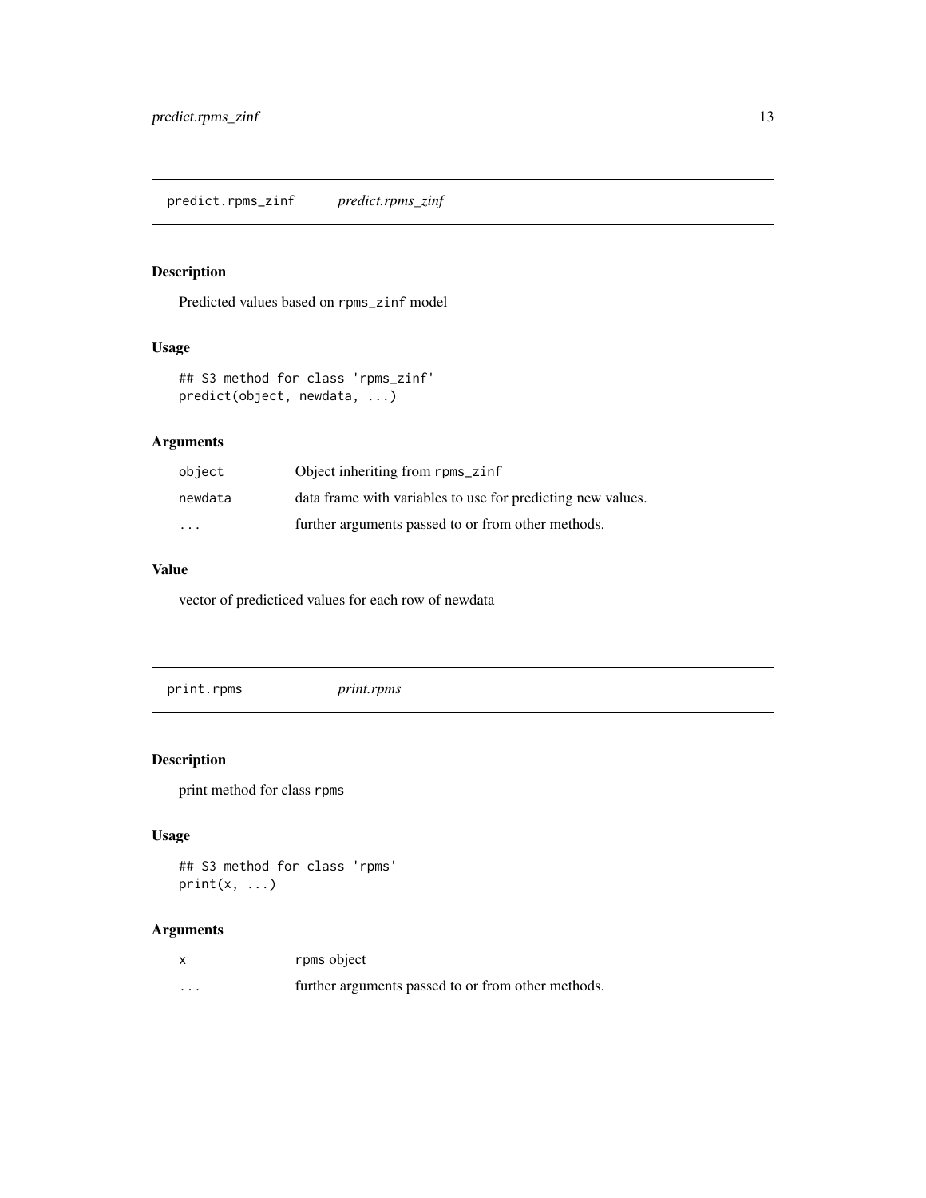## predict.rpms_zinf *predict.rpms_zinf*

### Description

Predicted values based on rpms_zinf model

### Usage

```
## S3 method for class 'rpms_zinf'
predict(object, newdata, ...)
```

### Arguments

| | |
|---|---|
| object | Object inheriting from rpms_zinf |
| newdata | data frame with variables to use for predicting new values. |
| ... | further arguments passed to or from other methods. |

### Value

vector of predicticed values for each row of newdata

## print.rpms *print.rpms*

### Description

print method for class rpms

### Usage

```
## S3 method for class 'rpms'
print(x, ...)
```

### Arguments

| | |
|---|---|
| x | rpms object |
| ... | further arguments passed to or from other methods. |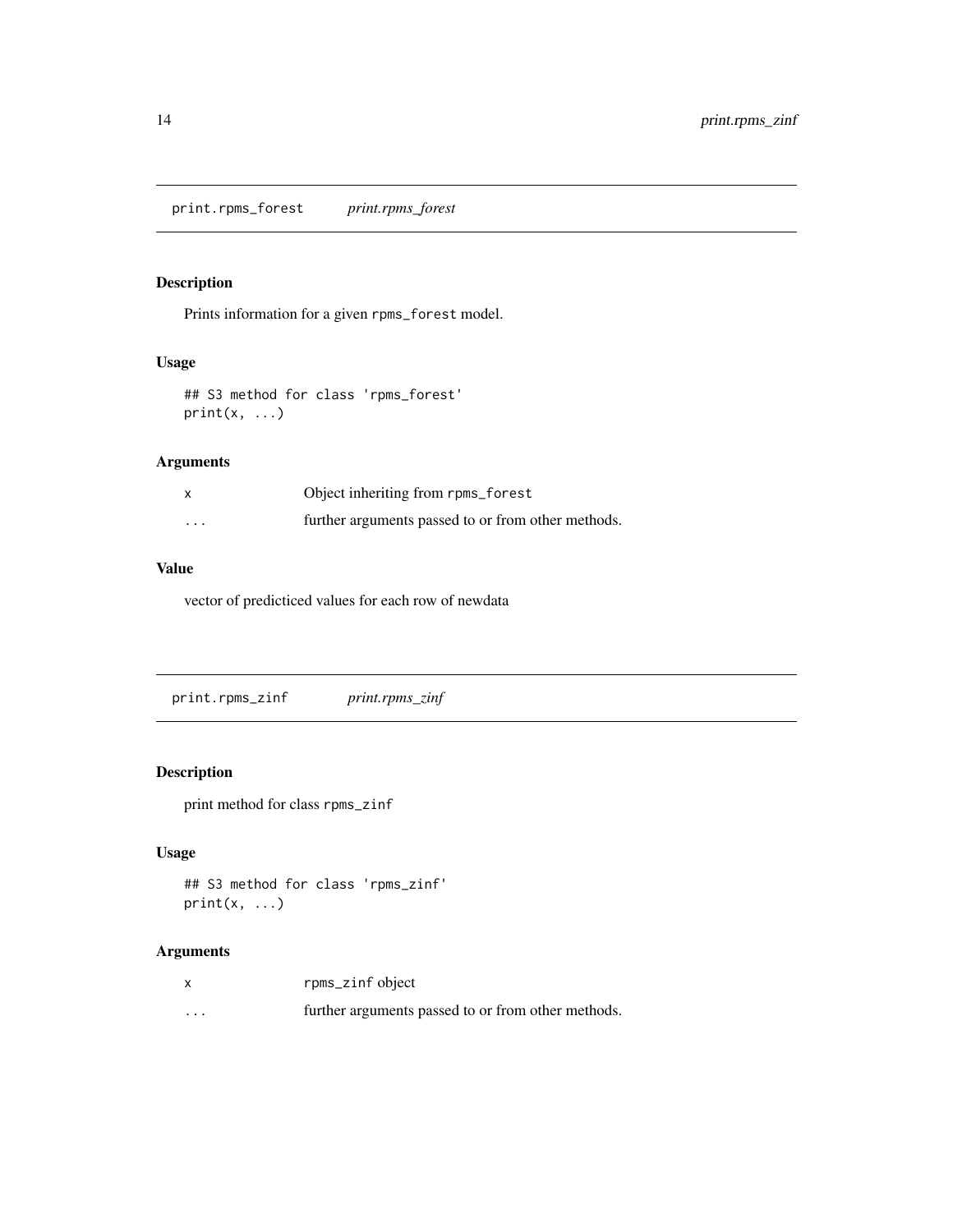## print.rpms_forest *print.rpms_forest*

### Description

Prints information for a given `rpms_forest` model.

### Usage

```
## S3 method for class 'rpms_forest'
print(x, ...)
```

### Arguments

| | |
|---|---|
| x | Object inheriting from `rpms_forest` |
| ... | further arguments passed to or from other methods. |

### Value

vector of predicticed values for each row of newdata

## print.rpms_zinf *print.rpms_zinf*

### Description

print method for class `rpms_zinf`

### Usage

```
## S3 method for class 'rpms_zinf'
print(x, ...)
```

### Arguments

| | |
|---|---|
| x | `rpms_zinf` object |
| ... | further arguments passed to or from other methods. |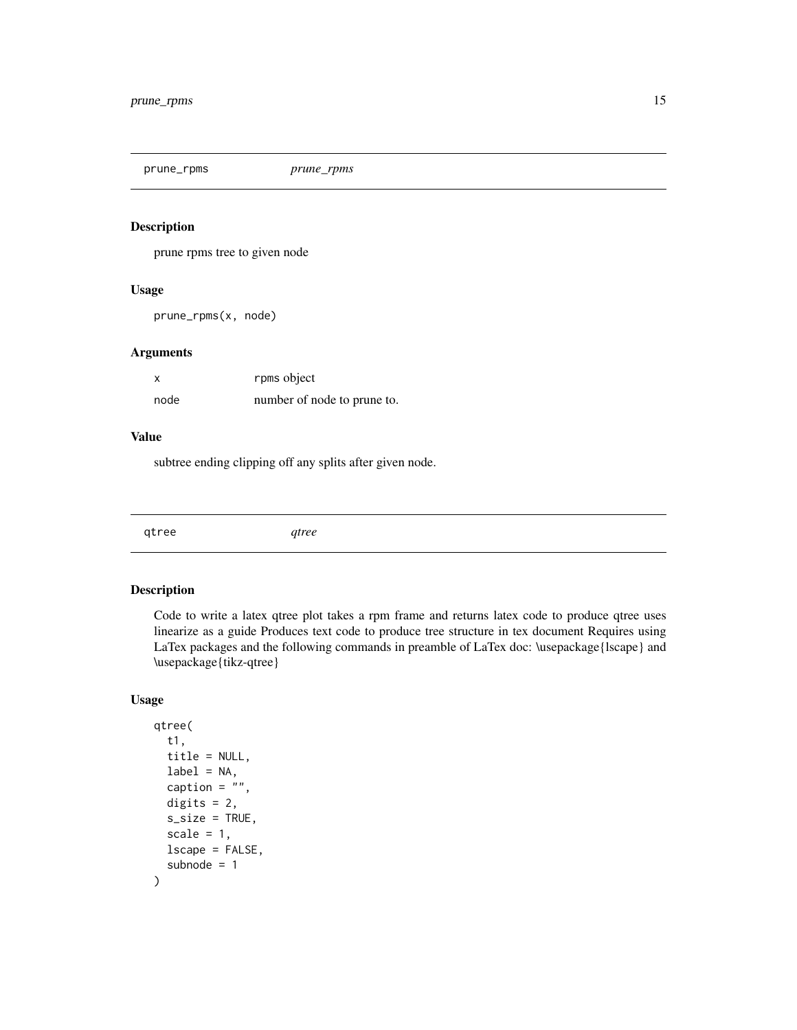## prune_rpms *prune_rpms*

### Description

prune rpms tree to given node

### Usage

```
prune_rpms(x, node)
```

### Arguments

| | |
|---|---|
| x | rpms object |
| node | number of node to prune to. |

### Value

subtree ending clipping off any splits after given node.

## qtree *qtree*

### Description

Code to write a latex qtree plot takes a rpm frame and returns latex code to produce qtree uses linearize as a guide Produces text code to produce tree structure in tex document Requires using LaTex packages and the following commands in preamble of LaTeX doc: \usepackage{lscape} and \usepackage{tikz-qtree}

### Usage

```
qtree(
  t1,
  title = NULL,
  label = NA,
  caption = "",
  digits = 2,
  s_size = TRUE,
  scale = 1,
  lscape = FALSE,
  subnode = 1
)
```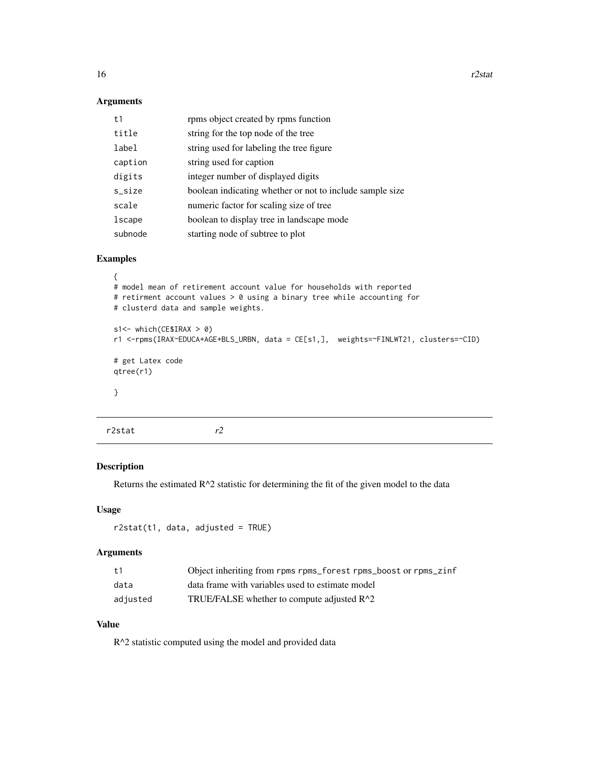### Arguments

| | |
|---|---|
| t1 | rpms object created by rpms function |
| title | string for the top node of the tree |
| label | string used for labeling the tree figure |
| caption | string used for caption |
| digits | integer number of displayed digits |
| s_size | boolean indicating whether or not to include sample size |
| scale | numeric factor for scaling size of tree |
| lscape | boolean to display tree in landscape mode |
| subnode | starting node of subtree to plot |

### Examples

```
{
# model mean of retirement account value for households with reported
# retirment account values > 0 using a binary tree while accounting for
# clusterd data and sample weights.

s1<- which(CE$IRAX > 0)
r1 <-rpms(IRAX~EDUCA+AGE+BLS_URBN, data = CE[s1,],  weights=~FINLWT21, clusters=~CID)

# get Latex code
qtree(r1)

}
```

## r2stat &nbsp;&nbsp;&nbsp;&nbsp; *r2*

### Description

Returns the estimated R^2 statistic for determining the fit of the given model to the data

### Usage

```
r2stat(t1, data, adjusted = TRUE)
```

### Arguments

| | |
|---|---|
| t1 | Object inheriting from rpms rpms_forest rpms_boost or rpms_zinf |
| data | data frame with variables used to estimate model |
| adjusted | TRUE/FALSE whether to compute adjusted R^2 |

### Value

R^2 statistic computed using the model and provided data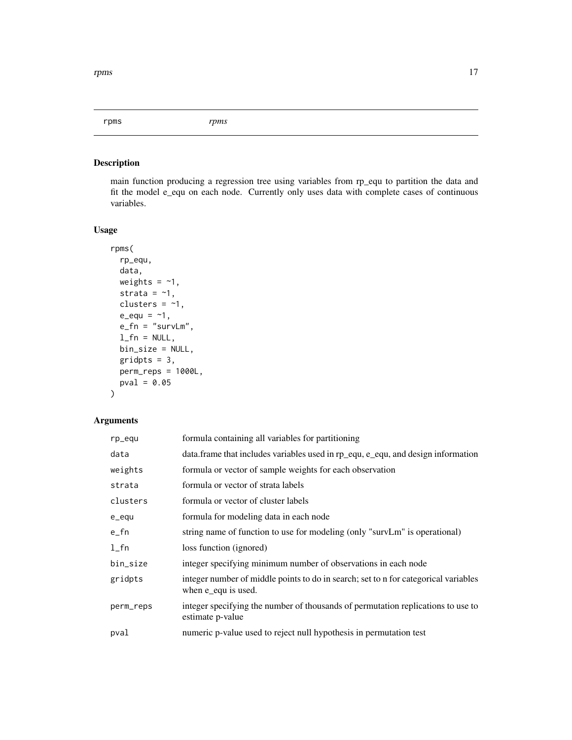# rpms

*rpms*

## Description

main function producing a regression tree using variables from rp_equ to partition the data and fit the model e_equ on each node. Currently only uses data with complete cases of continuous variables.

## Usage

```
rpms(
  rp_equ,
  data,
  weights = ~1,
  strata = ~1,
  clusters = ~1,
  e_equ = ~1,
  e_fn = "survLm",
  l_fn = NULL,
  bin_size = NULL,
  gridpts = 3,
  perm_reps = 1000L,
  pval = 0.05
)
```

## Arguments

| | |
|---|---|
| rp_equ | formula containing all variables for partitioning |
| data | data.frame that includes variables used in rp_equ, e_equ, and design information |
| weights | formula or vector of sample weights for each observation |
| strata | formula or vector of strata labels |
| clusters | formula or vector of cluster labels |
| e_equ | formula for modeling data in each node |
| e_fn | string name of function to use for modeling (only "survLm" is operational) |
| l_fn | loss function (ignored) |
| bin_size | integer specifying minimum number of observations in each node |
| gridpts | integer number of middle points to do in search; set to n for categorical variables when e_equ is used. |
| perm_reps | integer specifying the number of thousands of permutation replications to use to estimate p-value |
| pval | numeric p-value used to reject null hypothesis in permutation test |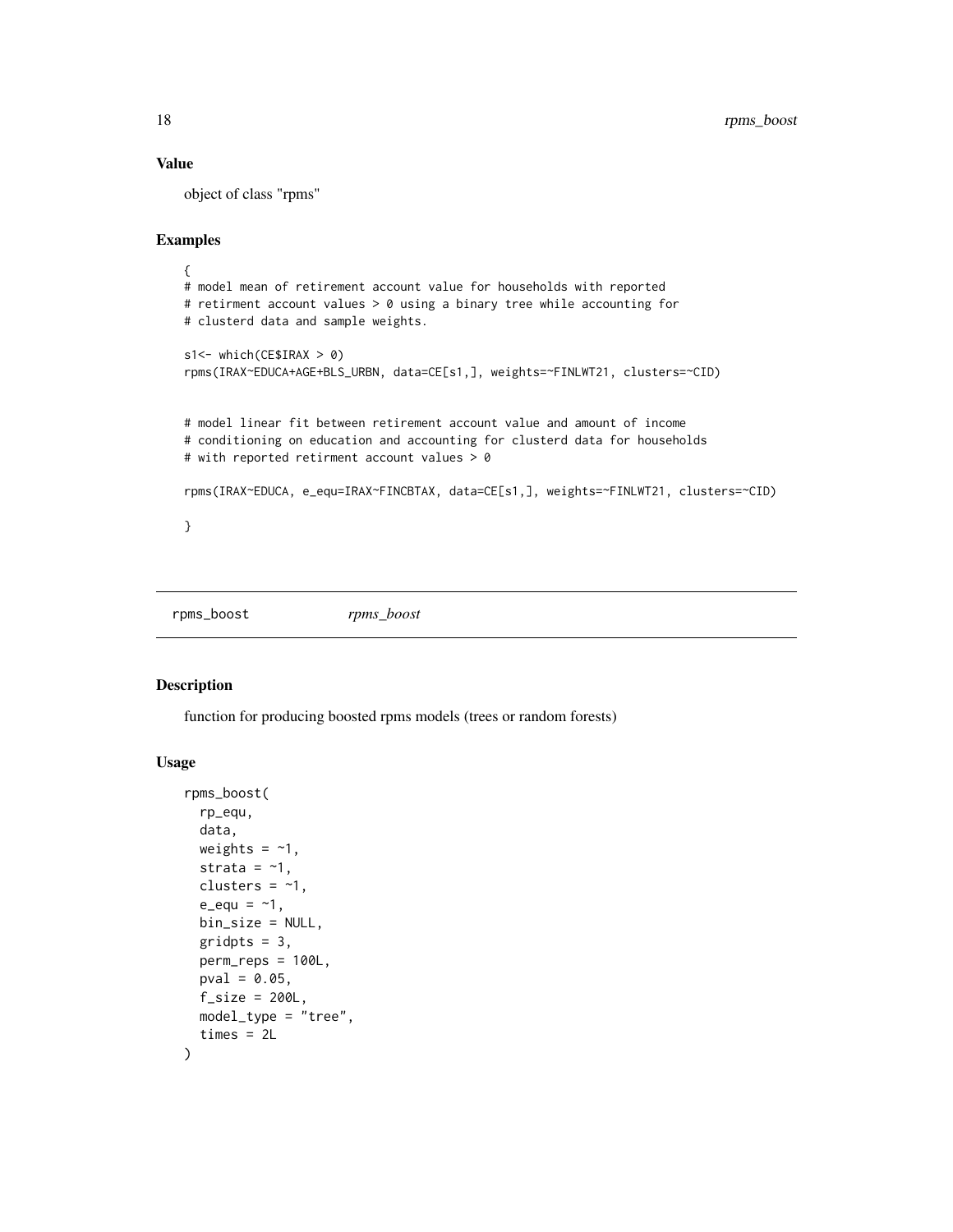## Value

object of class "rpms"

## Examples

```
{
# model mean of retirement account value for households with reported
# retirment account values > 0 using a binary tree while accounting for
# clusterd data and sample weights.

s1<- which(CE$IRAX > 0)
rpms(IRAX~EDUCA+AGE+BLS_URBN, data=CE[s1,], weights=~FINLWT21, clusters=~CID)


# model linear fit between retirement account value and amount of income
# conditioning on education and accounting for clusterd data for households
# with reported retirment account values > 0

rpms(IRAX~EDUCA, e_equ=IRAX~FINCBTAX, data=CE[s1,], weights=~FINLWT21, clusters=~CID)

}
```

---

# rpms_boost *rpms_boost*

## Description

function for producing boosted rpms models (trees or random forests)

## Usage

```
rpms_boost(
  rp_equ,
  data,
  weights = ~1,
  strata = ~1,
  clusters = ~1,
  e_equ = ~1,
  bin_size = NULL,
  gridpts = 3,
  perm_reps = 100L,
  pval = 0.05,
  f_size = 200L,
  model_type = "tree",
  times = 2L
)
```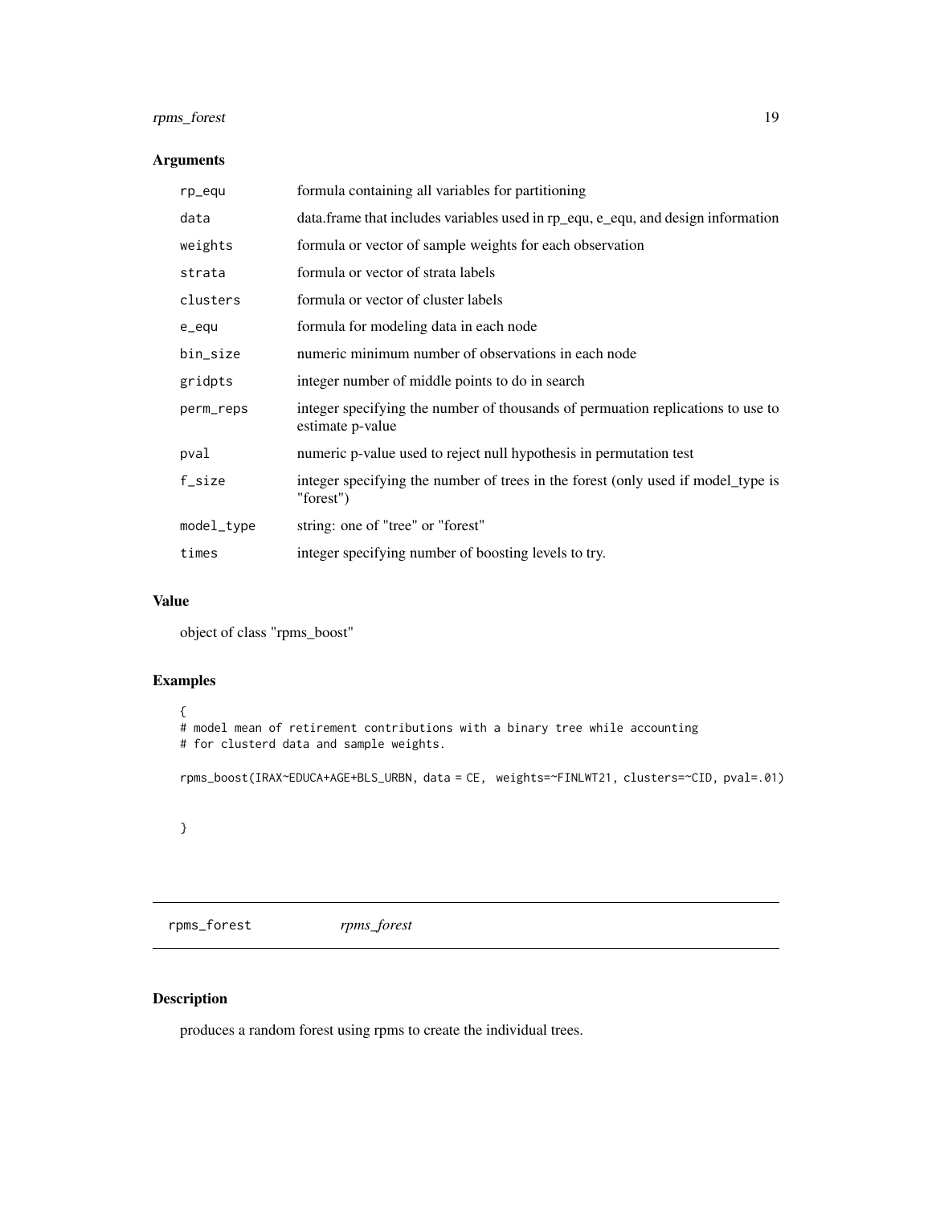## Arguments

| | |
|---|---|
| rp_equ | formula containing all variables for partitioning |
| data | data.frame that includes variables used in rp_equ, e_equ, and design information |
| weights | formula or vector of sample weights for each observation |
| strata | formula or vector of strata labels |
| clusters | formula or vector of cluster labels |
| e_equ | formula for modeling data in each node |
| bin_size | numeric minimum number of observations in each node |
| gridpts | integer number of middle points to do in search |
| perm_reps | integer specifying the number of thousands of permuation replications to use to estimate p-value |
| pval | numeric p-value used to reject null hypothesis in permutation test |
| f_size | integer specifying the number of trees in the forest (only used if model_type is "forest") |
| model_type | string: one of "tree" or "forest" |
| times | integer specifying number of boosting levels to try. |

## Value

object of class "rpms_boost"

## Examples

```
{
# model mean of retirement contributions with a binary tree while accounting
# for clusterd data and sample weights.

rpms_boost(IRAX~EDUCA+AGE+BLS_URBN, data = CE,  weights=~FINLWT21, clusters=~CID, pval=.01)


}
```

---

# rpms_forest *rpms_forest*

## Description

produces a random forest using rpms to create the individual trees.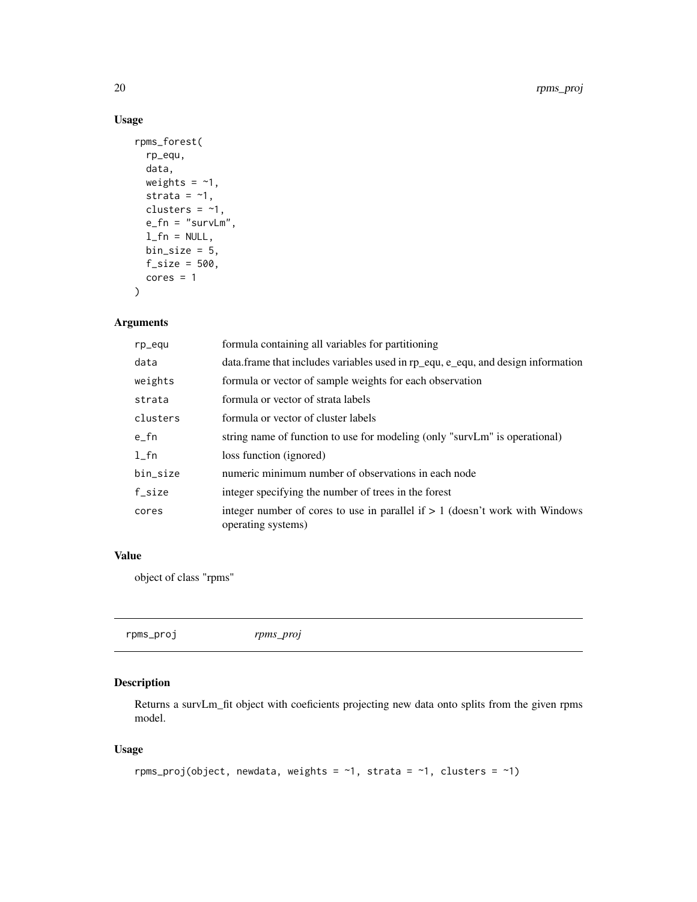### Usage

```
rpms_forest(
  rp_equ,
  data,
  weights = ~1,
  strata = ~1,
  clusters = ~1,
  e_fn = "survLm",
  l_fn = NULL,
  bin_size = 5,
  f_size = 500,
  cores = 1
)
```

### Arguments

| | |
|---|---|
| rp_equ | formula containing all variables for partitioning |
| data | data.frame that includes variables used in rp_equ, e_equ, and design information |
| weights | formula or vector of sample weights for each observation |
| strata | formula or vector of strata labels |
| clusters | formula or vector of cluster labels |
| e_fn | string name of function to use for modeling (only "survLm" is operational) |
| l_fn | loss function (ignored) |
| bin_size | numeric minimum number of observations in each node |
| f_size | integer specifying the number of trees in the forest |
| cores | integer number of cores to use in parallel if > 1 (doesn't work with Windows operating systems) |

### Value

object of class "rpms"

## rpms_proj *rpms_proj*

### Description

Returns a survLm_fit object with coeficients projecting new data onto splits from the given rpms model.

### Usage

```
rpms_proj(object, newdata, weights = ~1, strata = ~1, clusters = ~1)
```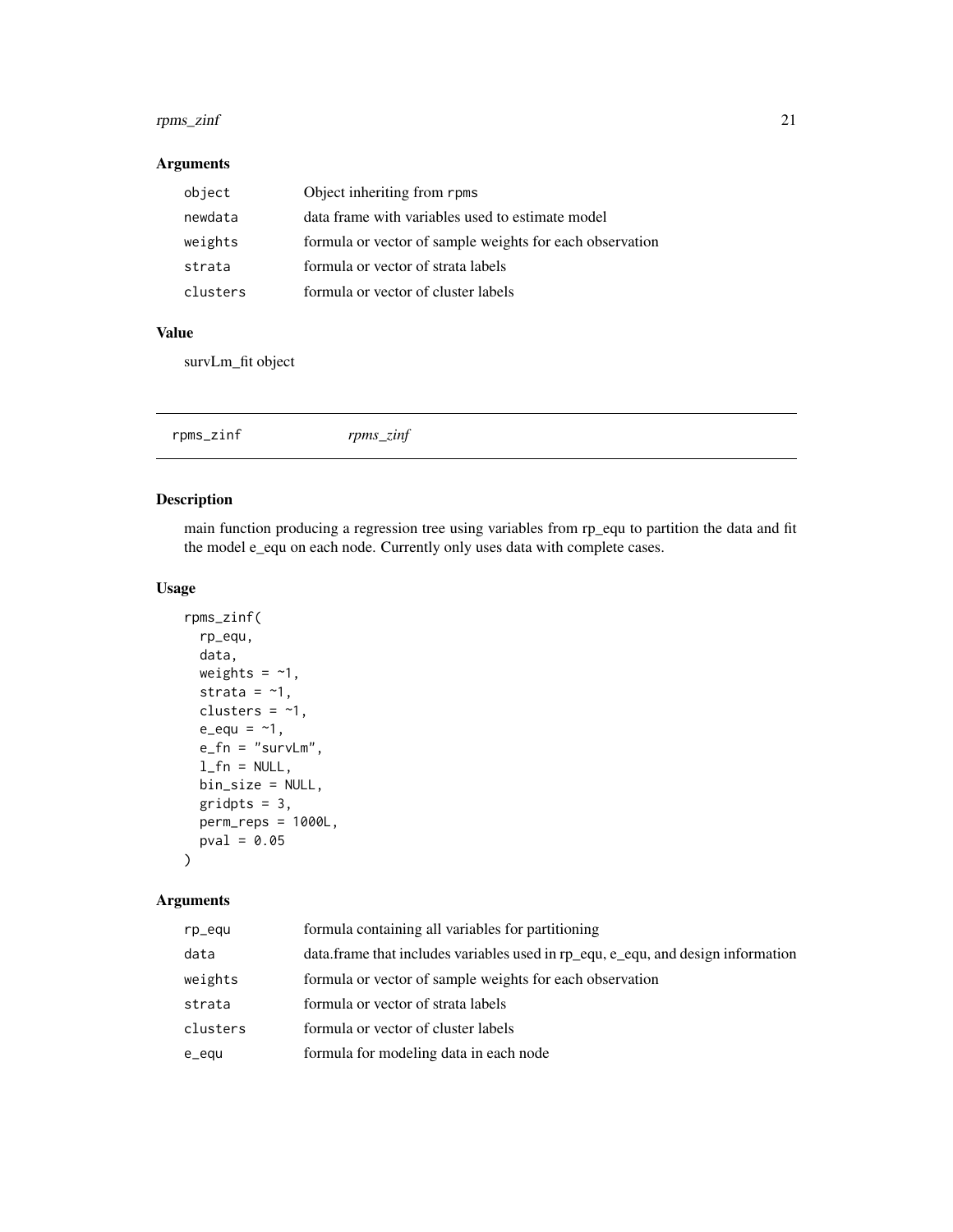## Arguments

| | |
|---|---|
| object | Object inheriting from rpms |
| newdata | data frame with variables used to estimate model |
| weights | formula or vector of sample weights for each observation |
| strata | formula or vector of strata labels |
| clusters | formula or vector of cluster labels |

## Value

survLm_fit object

---

# rpms_zinf *rpms_zinf*

---

## Description

main function producing a regression tree using variables from rp_equ to partition the data and fit the model e_equ on each node. Currently only uses data with complete cases.

## Usage

```
rpms_zinf(
  rp_equ,
  data,
  weights = ~1,
  strata = ~1,
  clusters = ~1,
  e_equ = ~1,
  e_fn = "survLm",
  l_fn = NULL,
  bin_size = NULL,
  gridpts = 3,
  perm_reps = 1000L,
  pval = 0.05
)
```

## Arguments

| | |
|---|---|
| rp_equ | formula containing all variables for partitioning |
| data | data.frame that includes variables used in rp_equ, e_equ, and design information |
| weights | formula or vector of sample weights for each observation |
| strata | formula or vector of strata labels |
| clusters | formula or vector of cluster labels |
| e_equ | formula for modeling data in each node |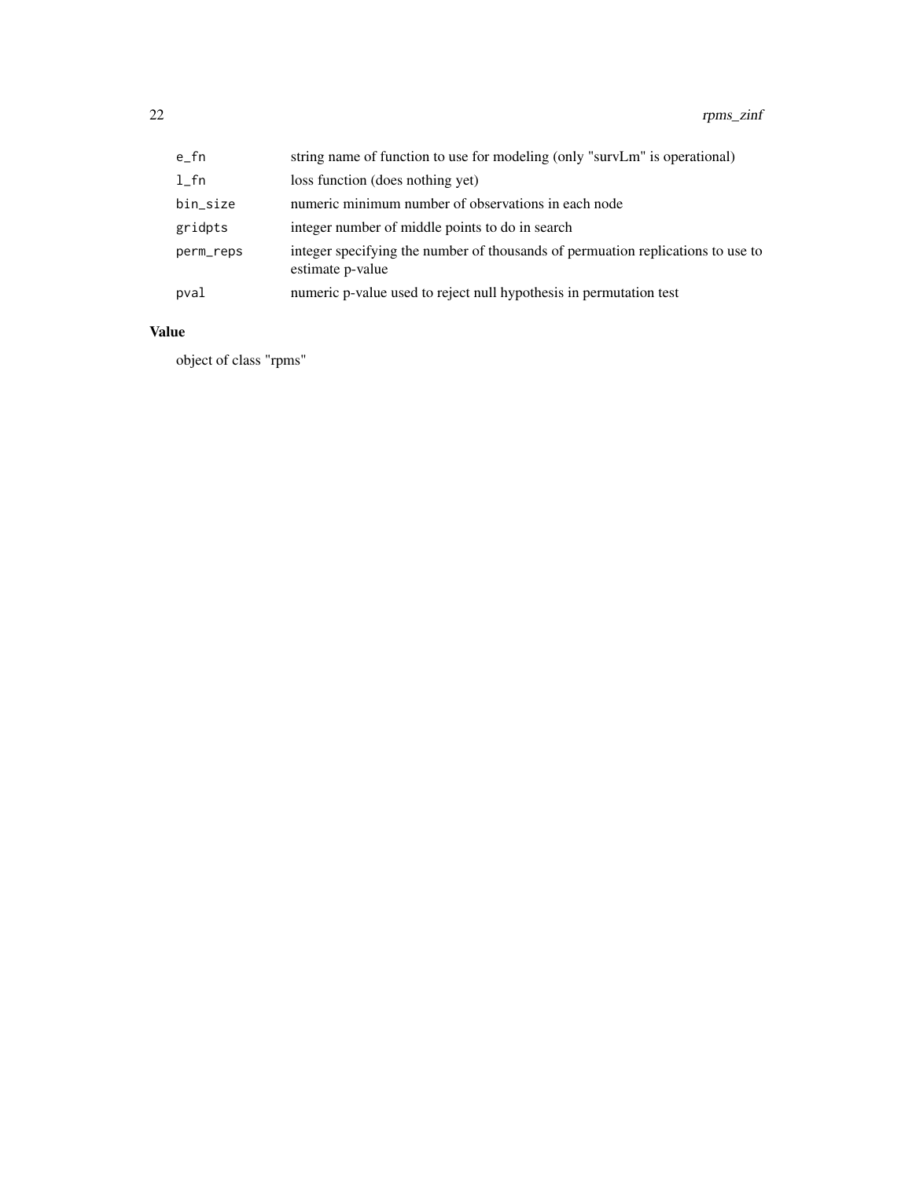| | |
|---|---|
| e_fn | string name of function to use for modeling (only "survLm" is operational) |
| l_fn | loss function (does nothing yet) |
| bin_size | numeric minimum number of observations in each node |
| gridpts | integer number of middle points to do in search |
| perm_reps | integer specifying the number of thousands of permuation replications to use to estimate p-value |
| pval | numeric p-value used to reject null hypothesis in permutation test |

## Value

object of class "rpms"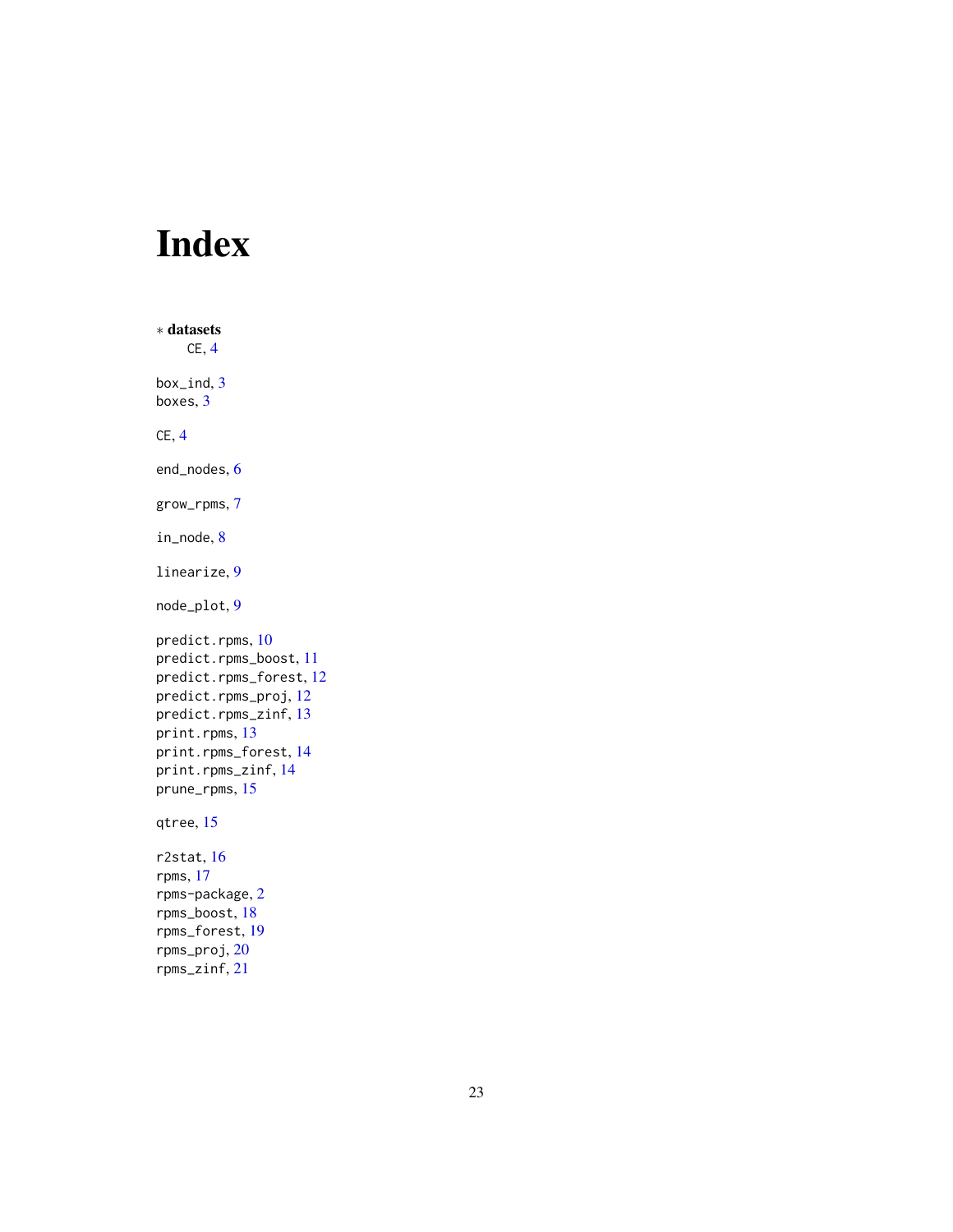# Index

∗ **datasets**
    CE, 4

box_ind, 3
boxes, 3

CE, 4

end_nodes, 6

grow_rpms, 7

in_node, 8

linearize, 9

node_plot, 9

predict.rpms, 10
predict.rpms_boost, 11
predict.rpms_forest, 12
predict.rpms_proj, 12
predict.rpms_zinf, 13
print.rpms, 13
print.rpms_forest, 14
print.rpms_zinf, 14
prune_rpms, 15

qtree, 15

r2stat, 16
rpms, 17
rpms-package, 2
rpms_boost, 18
rpms_forest, 19
rpms_proj, 20
rpms_zinf, 21